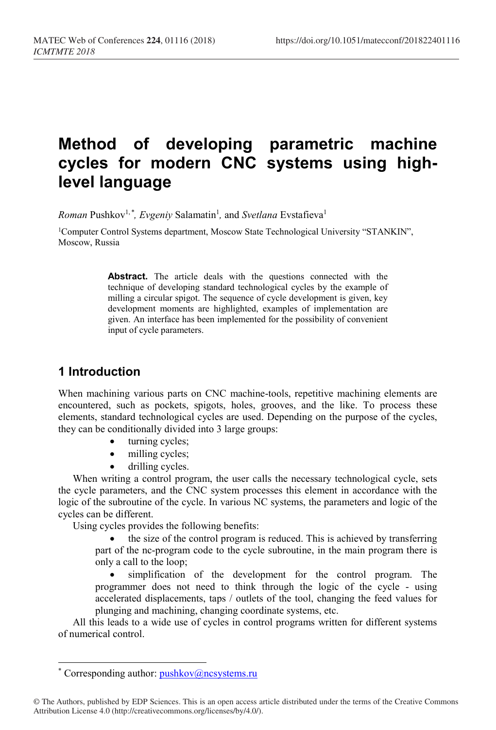# Method of developing parametric machine cycles for modern CNC systems using high-level language

*Roman* Pushkov[1,*], *Evgeniy* Salamatin[1], and *Svetlana* Evstafieva[1]

[1]Computer Control Systems department, Moscow State Technological University "STANKIN", Moscow, Russia

**Abstract.** The article deals with the questions connected with the technique of developing standard technological cycles by the example of milling a circular spigot. The sequence of cycle development is given, key development moments are highlighted, examples of implementation are given. An interface has been implemented for the possibility of convenient input of cycle parameters.

## 1 Introduction

When machining various parts on CNC machine-tools, repetitive machining elements are encountered, such as pockets, spigots, holes, grooves, and the like. To process these elements, standard technological cycles are used. Depending on the purpose of the cycles, they can be conditionally divided into 3 large groups:

- turning cycles;
- milling cycles;
- drilling cycles.

When writing a control program, the user calls the necessary technological cycle, sets the cycle parameters, and the CNC system processes this element in accordance with the logic of the subroutine of the cycle. In various NC systems, the parameters and logic of the cycles can be different.

Using cycles provides the following benefits:

- the size of the control program is reduced. This is achieved by transferring part of the nc-program code to the cycle subroutine, in the main program there is only a call to the loop;
- simplification of the development for the control program. The programmer does not need to think through the logic of the cycle - using accelerated displacements, taps / outlets of the tool, changing the feed values for plunging and machining, changing coordinate systems, etc.

All this leads to a wide use of cycles in control programs written for different systems of numerical control.

* Corresponding author: pushkov@ncsystems.ru

© The Authors, published by EDP Sciences. This is an open access article distributed under the terms of the Creative Commons Attribution License 4.0 (http://creativecommons.org/licenses/by/4.0/).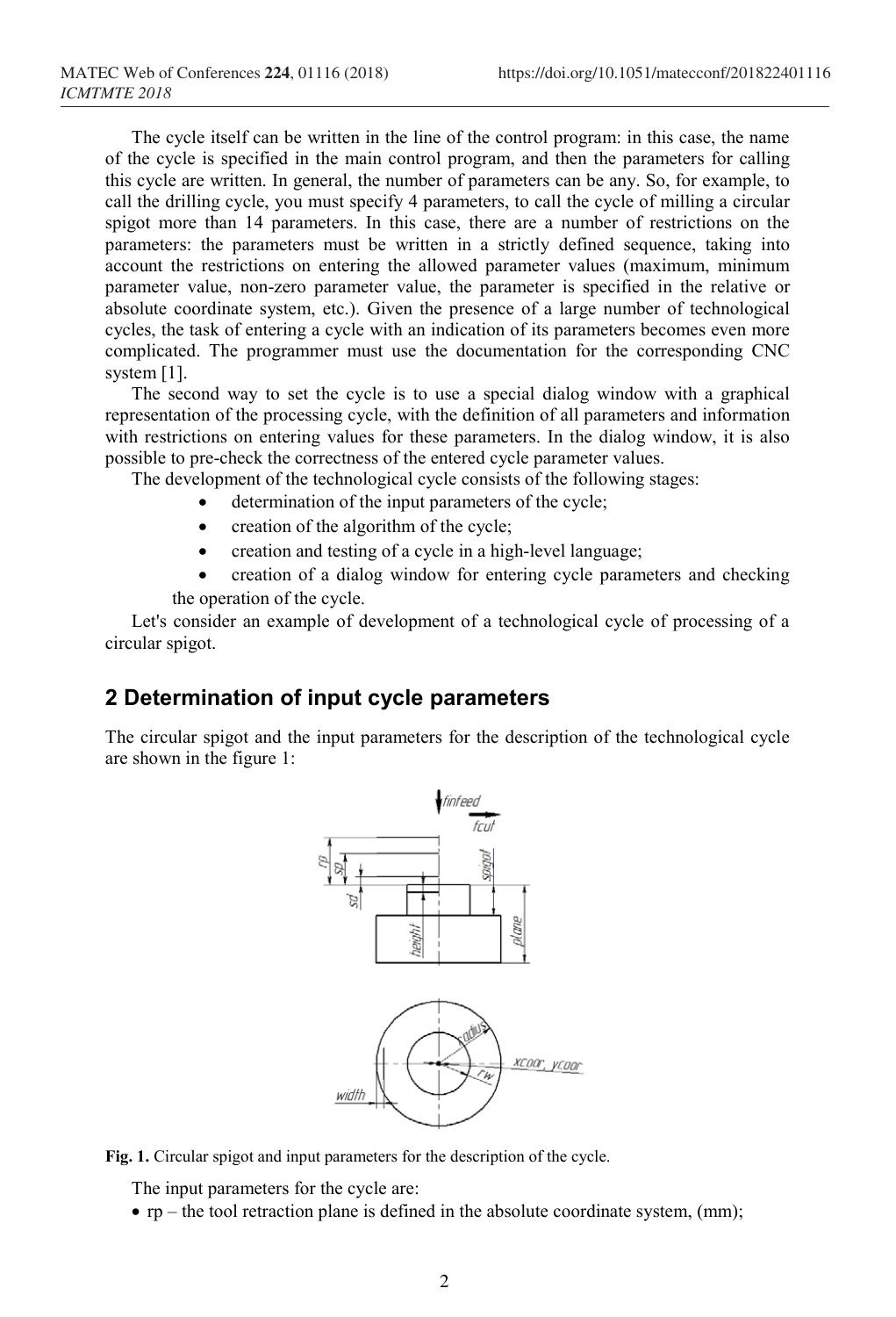The cycle itself can be written in the line of the control program: in this case, the name of the cycle is specified in the main control program, and then the parameters for calling this cycle are written. In general, the number of parameters can be any. So, for example, to call the drilling cycle, you must specify 4 parameters, to call the cycle of milling a circular spigot more than 14 parameters. In this case, there are a number of restrictions on the parameters: the parameters must be written in a strictly defined sequence, taking into account the restrictions on entering the allowed parameter values (maximum, minimum parameter value, non-zero parameter value, the parameter is specified in the relative or absolute coordinate system, etc.). Given the presence of a large number of technological cycles, the task of entering a cycle with an indication of its parameters becomes even more complicated. The programmer must use the documentation for the corresponding CNC system [1].

The second way to set the cycle is to use a special dialog window with a graphical representation of the processing cycle, with the definition of all parameters and information with restrictions on entering values for these parameters. In the dialog window, it is also possible to pre-check the correctness of the entered cycle parameter values.

The development of the technological cycle consists of the following stages:

- determination of the input parameters of the cycle;
- creation of the algorithm of the cycle;
- creation and testing of a cycle in a high-level language;
- creation of a dialog window for entering cycle parameters and checking the operation of the cycle.

Let's consider an example of development of a technological cycle of processing of a circular spigot.

## 2 Determination of input cycle parameters

The circular spigot and the input parameters for the description of the technological cycle are shown in the figure 1:

**Fig. 1.** Circular spigot and input parameters for the description of the cycle.

The input parameters for the cycle are:

- rp – the tool retraction plane is defined in the absolute coordinate system, (mm);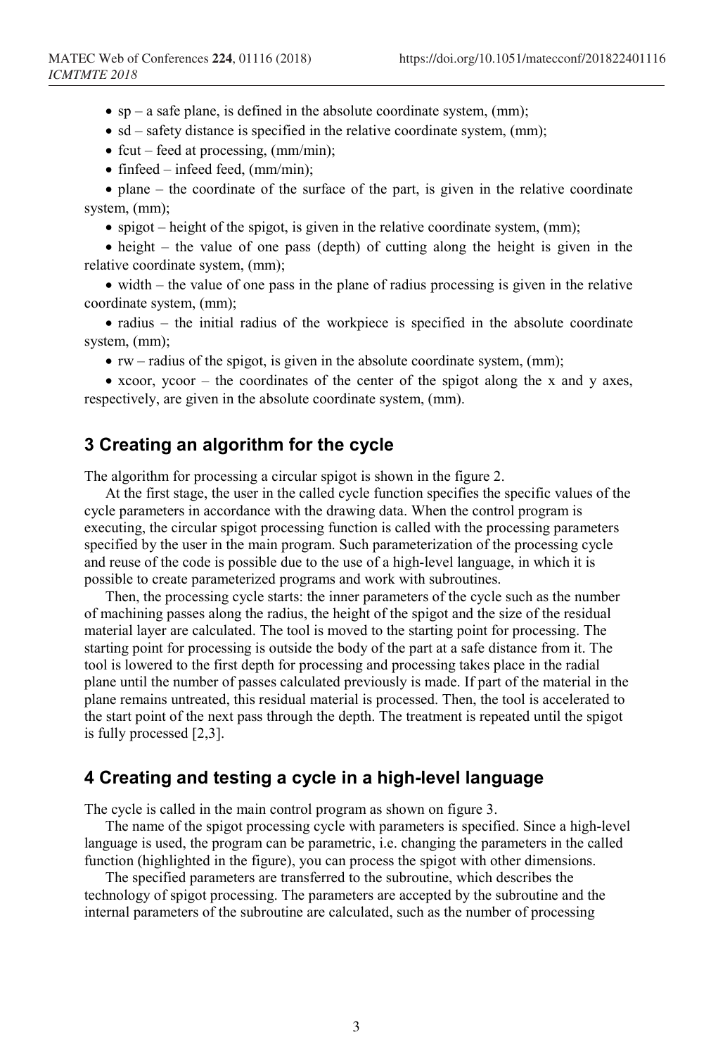- sp – a safe plane, is defined in the absolute coordinate system, (mm);
- sd – safety distance is specified in the relative coordinate system, (mm);
- fcut – feed at processing, (mm/min);
- finfeed – infeed feed, (mm/min);
- plane – the coordinate of the surface of the part, is given in the relative coordinate system, (mm);
- spigot – height of the spigot, is given in the relative coordinate system, (mm);
- height – the value of one pass (depth) of cutting along the height is given in the relative coordinate system, (mm);
- width – the value of one pass in the plane of radius processing is given in the relative coordinate system, (mm);
- radius – the initial radius of the workpiece is specified in the absolute coordinate system, (mm);
- rw – radius of the spigot, is given in the absolute coordinate system, (mm);
- xcoor, ycoor – the coordinates of the center of the spigot along the x and y axes, respectively, are given in the absolute coordinate system, (mm).

## 3 Creating an algorithm for the cycle

The algorithm for processing a circular spigot is shown in the figure 2.

At the first stage, the user in the called cycle function specifies the specific values of the cycle parameters in accordance with the drawing data. When the control program is executing, the circular spigot processing function is called with the processing parameters specified by the user in the main program. Such parameterization of the processing cycle and reuse of the code is possible due to the use of a high-level language, in which it is possible to create parameterized programs and work with subroutines.

Then, the processing cycle starts: the inner parameters of the cycle such as the number of machining passes along the radius, the height of the spigot and the size of the residual material layer are calculated. The tool is moved to the starting point for processing. The starting point for processing is outside the body of the part at a safe distance from it. The tool is lowered to the first depth for processing and processing takes place in the radial plane until the number of passes calculated previously is made. If part of the material in the plane remains untreated, this residual material is processed. Then, the tool is accelerated to the start point of the next pass through the depth. The treatment is repeated until the spigot is fully processed [2,3].

## 4 Creating and testing a cycle in a high-level language

The cycle is called in the main control program as shown on figure 3.

The name of the spigot processing cycle with parameters is specified. Since a high-level language is used, the program can be parametric, i.e. changing the parameters in the called function (highlighted in the figure), you can process the spigot with other dimensions.

The specified parameters are transferred to the subroutine, which describes the technology of spigot processing. The parameters are accepted by the subroutine and the internal parameters of the subroutine are calculated, such as the number of processing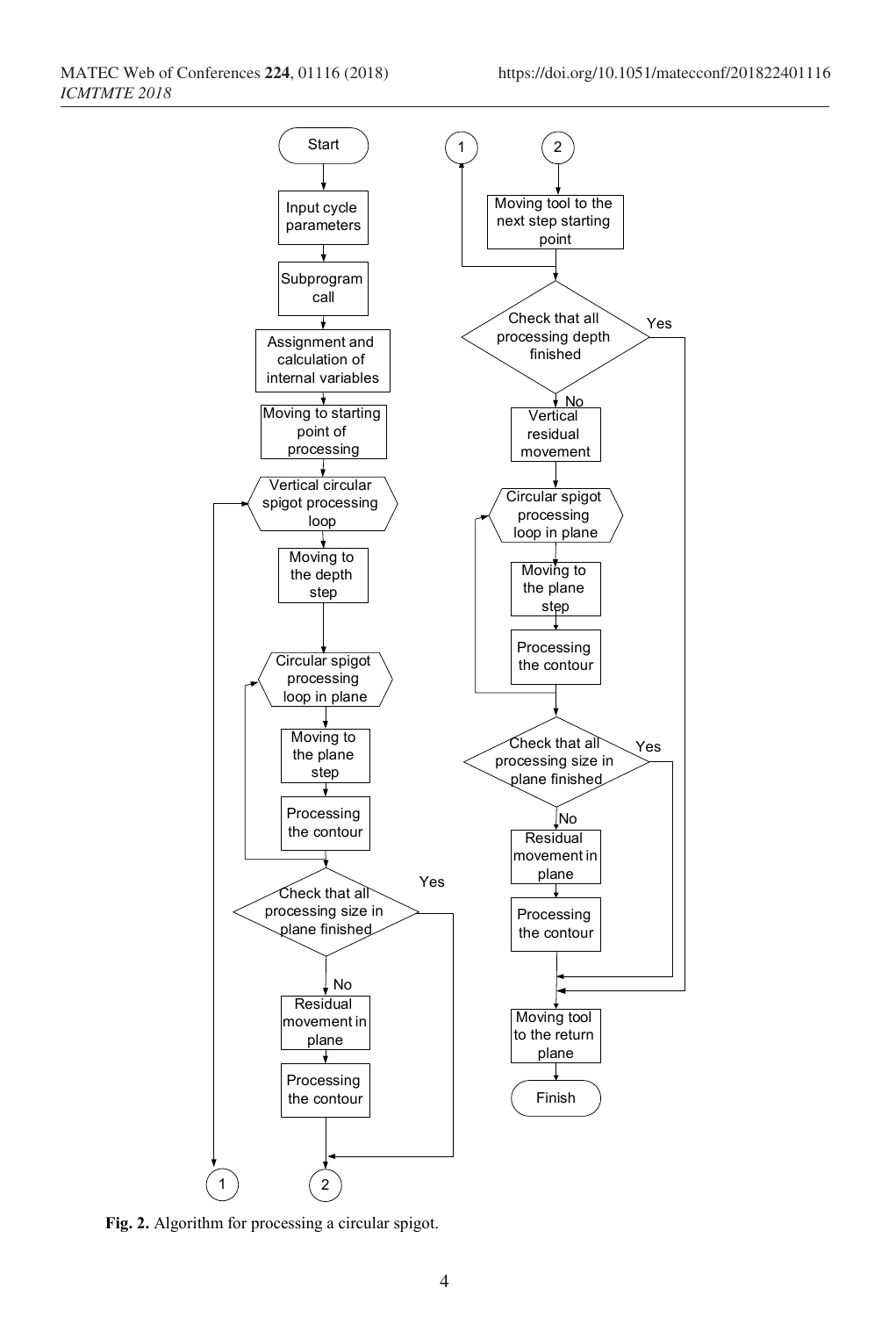Start

Input cycle parameters

Subprogram call

Assignment and calculation of internal variables

Moving to starting point of processing

Vertical circular spigot processing loop

Moving to the depth step

Circular spigot processing loop in plane

Moving to the plane step

Processing the contour

Check that all processing size in plane finished

Yes

No

Residual movement in plane

Processing the contour

1

2

1

2

Moving tool to the next step starting point

Check that all processing depth finished

Yes

No

Vertical residual movement

Circular spigot processing loop in plane

Moving to the plane step

Processing the contour

Check that all processing size in plane finished

Yes

No

Residual movement in plane

Processing the contour

Moving tool to the return plane

Finish

**Fig. 2.** Algorithm for processing a circular spigot.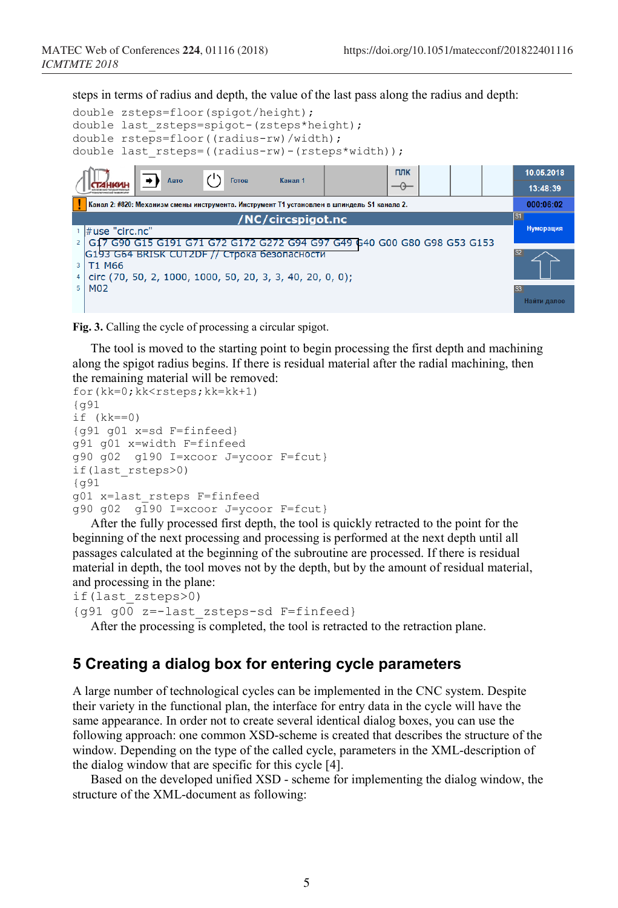steps in terms of radius and depth, the value of the last pass along the radius and depth:

```
double zsteps=floor(spigot/height);
double last_zsteps=spigot-(zsteps*height);
double rsteps=floor((radius-rw)/width);
double last_rsteps=((radius-rw)-(rsteps*width));
```

Fig. 3. Calling the cycle of processing a circular spigot.

The tool is moved to the starting point to begin processing the first depth and machining along the spigot radius begins. If there is residual material after the radial machining, then the remaining material will be removed:

```
for(kk=0;kk<rsteps;kk=kk+1)
{g91
if (kk==0)
{g91 g01 x=sd F=finfeed}
g91 g01 x=width F=finfeed
g90 g02  g190 I=xcoor J=ycoor F=fcut}
if(last_rsteps>0)
{g91
g01 x=last_rsteps F=finfeed
g90 g02  g190 I=xcoor J=ycoor F=fcut}
```

After the fully processed first depth, the tool is quickly retracted to the point for the beginning of the next processing and processing is performed at the next depth until all passages calculated at the beginning of the subroutine are processed. If there is residual material in depth, the tool moves not by the depth, but by the amount of residual material, and processing in the plane:

```
if(last_zsteps>0)
{g91 g00 z=-last_zsteps-sd F=finfeed}
```

After the processing is completed, the tool is retracted to the retraction plane.

## 5 Creating a dialog box for entering cycle parameters

A large number of technological cycles can be implemented in the CNC system. Despite their variety in the functional plan, the interface for entry data in the cycle will have the same appearance. In order not to create several identical dialog boxes, you can use the following approach: one common XSD-scheme is created that describes the structure of the window. Depending on the type of the called cycle, parameters in the XML-description of the dialog window that are specific for this cycle [4].

Based on the developed unified XSD - scheme for implementing the dialog window, the structure of the XML-document as following: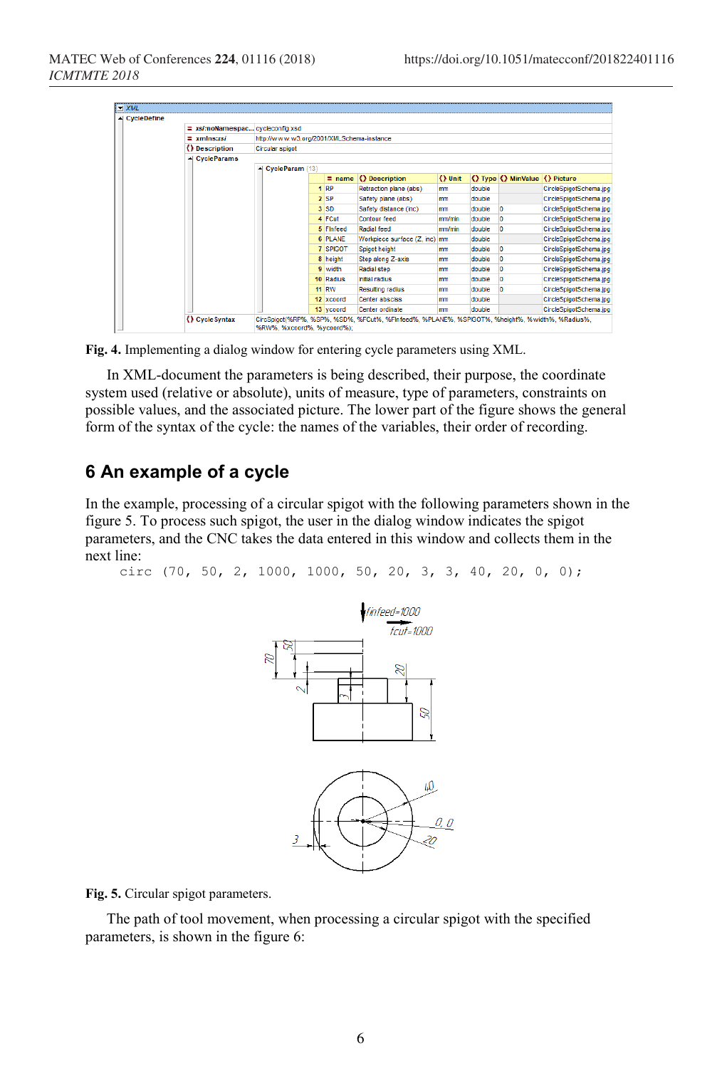Fig. 4. Implementing a dialog window for entering cycle parameters using XML.

In XML-document the parameters is being described, their purpose, the coordinate system used (relative or absolute), units of measure, type of parameters, constraints on possible values, and the associated picture. The lower part of the figure shows the general form of the syntax of the cycle: the names of the variables, their order of recording.

## 6 An example of a cycle

In the example, processing of a circular spigot with the following parameters shown in the figure 5. To process such spigot, the user in the dialog window indicates the spigot parameters, and the CNC takes the data entered in this window and collects them in the next line:

```
circ (70, 50, 2, 1000, 1000, 50, 20, 3, 3, 40, 20, 0, 0);
```

Fig. 5. Circular spigot parameters.

The path of tool movement, when processing a circular spigot with the specified parameters, is shown in the figure 6: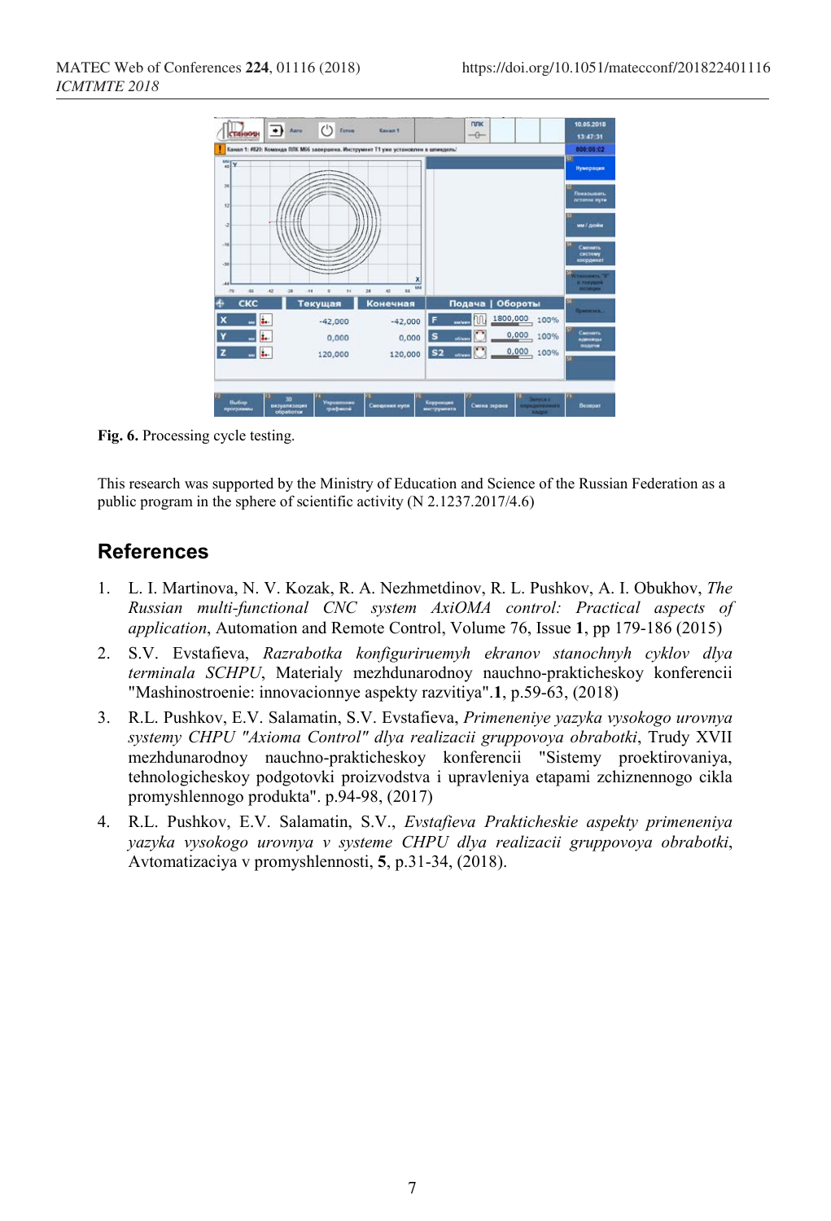**Fig. 6.** Processing cycle testing.

This research was supported by the Ministry of Education and Science of the Russian Federation as a public program in the sphere of scientific activity (N 2.1237.2017/4.6)

## References

1. L. I. Martinova, N. V. Kozak, R. A. Nezhmetdinov, R. L. Pushkov, A. I. Obukhov, *The Russian multi-functional CNC system AxiOMA control: Practical aspects of application*, Automation and Remote Control, Volume 76, Issue **1**, pp 179-186 (2015)
2. S.V. Evstafieva, *Razrabotka konfiguriruemyh ekranov stanochnyh cyklov dlya terminala SCHPU*, Materialy mezhdunarodnoy nauchno-prakticheskoy konferencii "Mashinostroenie: innovacionnye aspekty razvitiya".**1**, p.59-63, (2018)
3. R.L. Pushkov, E.V. Salamatin, S.V. Evstafieva, *Primeneniye yazyka vysokogo urovnya systemy CHPU "Axioma Control" dlya realizacii gruppovoya obrabotki*, Trudy XVII mezhdunarodnoy nauchno-prakticheskoy konferencii "Sistemy proektirovaniya, tehnologicheskoy podgotovki proizvodstva i upravleniya etapami zchiznennogo cikla promyshlennogo produkta". p.94-98, (2017)
4. R.L. Pushkov, E.V. Salamatin, S.V., *Evstafieva Prakticheskie aspekty primeneniya yazyka vysokogo urovnya v systeme CHPU dlya realizacii gruppovoya obrabotki*, Avtomatizaciya v promyshlennosti, **5**, p.31-34, (2018).